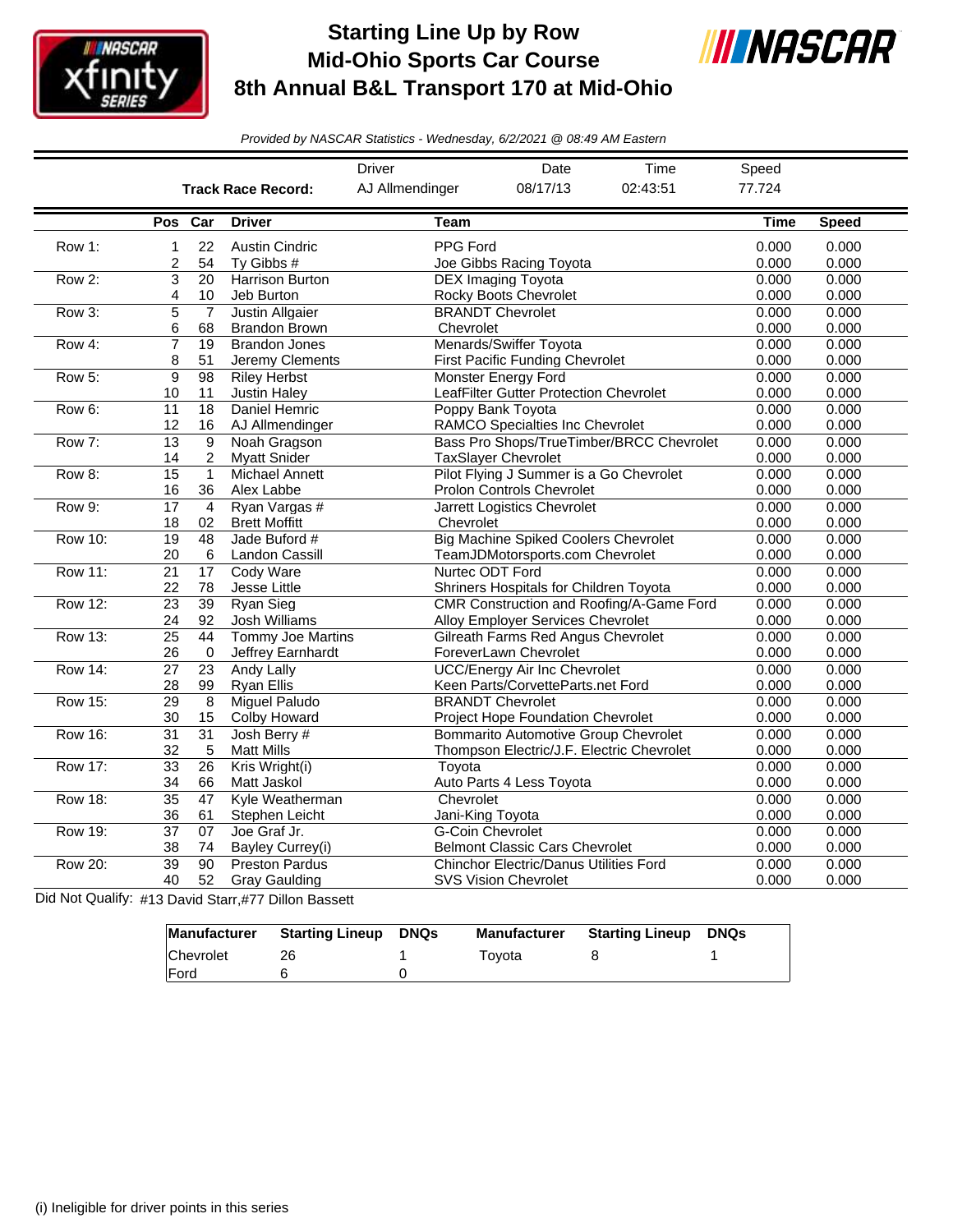# Starting Line Up by Row
## Mid-Ohio Sports Car Course
## 8th Annual B&L Transport 170 at Mid-Ohio

*Provided by NASCAR Statistics - Wednesday, 6/2/2021 @ 08:49 AM Eastern*

| | Driver | Date | Time | Speed |
|---|---|---|---|---|
| **Track Race Record:** | AJ Allmendinger | 08/17/13 | 02:43:51 | 77.724 |

| | Pos | Car | Driver | Team | Time | Speed |
|---|---|---|---|---|---|---|
| Row 1: | 1 | 22 | Austin Cindric | PPG Ford | 0.000 | 0.000 |
| | 2 | 54 | Ty Gibbs # | Joe Gibbs Racing Toyota | 0.000 | 0.000 |
| Row 2: | 3 | 20 | Harrison Burton | DEX Imaging Toyota | 0.000 | 0.000 |
| | 4 | 10 | Jeb Burton | Rocky Boots Chevrolet | 0.000 | 0.000 |
| Row 3: | 5 | 7 | Justin Allgaier | BRANDT Chevrolet | 0.000 | 0.000 |
| | 6 | 68 | Brandon Brown | Chevrolet | 0.000 | 0.000 |
| Row 4: | 7 | 19 | Brandon Jones | Menards/Swiffer Toyota | 0.000 | 0.000 |
| | 8 | 51 | Jeremy Clements | First Pacific Funding Chevrolet | 0.000 | 0.000 |
| Row 5: | 9 | 98 | Riley Herbst | Monster Energy Ford | 0.000 | 0.000 |
| | 10 | 11 | Justin Haley | LeafFilter Gutter Protection Chevrolet | 0.000 | 0.000 |
| Row 6: | 11 | 18 | Daniel Hemric | Poppy Bank Toyota | 0.000 | 0.000 |
| | 12 | 16 | AJ Allmendinger | RAMCO Specialties Inc Chevrolet | 0.000 | 0.000 |
| Row 7: | 13 | 9 | Noah Gragson | Bass Pro Shops/TrueTimber/BRCC Chevrolet | 0.000 | 0.000 |
| | 14 | 2 | Myatt Snider | TaxSlayer Chevrolet | 0.000 | 0.000 |
| Row 8: | 15 | 1 | Michael Annett | Pilot Flying J Summer is a Go Chevrolet | 0.000 | 0.000 |
| | 16 | 36 | Alex Labbe | Prolon Controls Chevrolet | 0.000 | 0.000 |
| Row 9: | 17 | 4 | Ryan Vargas # | Jarrett Logistics Chevrolet | 0.000 | 0.000 |
| | 18 | 02 | Brett Moffitt | Chevrolet | 0.000 | 0.000 |
| Row 10: | 19 | 48 | Jade Buford # | Big Machine Spiked Coolers Chevrolet | 0.000 | 0.000 |
| | 20 | 6 | Landon Cassill | TeamJDMotorsports.com Chevrolet | 0.000 | 0.000 |
| Row 11: | 21 | 17 | Cody Ware | Nurtec ODT Ford | 0.000 | 0.000 |
| | 22 | 78 | Jesse Little | Shriners Hospitals for Children Toyota | 0.000 | 0.000 |
| Row 12: | 23 | 39 | Ryan Sieg | CMR Construction and Roofing/A-Game Ford | 0.000 | 0.000 |
| | 24 | 92 | Josh Williams | Alloy Employer Services Chevrolet | 0.000 | 0.000 |
| Row 13: | 25 | 44 | Tommy Joe Martins | Gilreath Farms Red Angus Chevrolet | 0.000 | 0.000 |
| | 26 | 0 | Jeffrey Earnhardt | ForeverLawn Chevrolet | 0.000 | 0.000 |
| Row 14: | 27 | 23 | Andy Lally | UCC/Energy Air Inc Chevrolet | 0.000 | 0.000 |
| | 28 | 99 | Ryan Ellis | Keen Parts/CorvetteParts.net Ford | 0.000 | 0.000 |
| Row 15: | 29 | 8 | Miguel Paludo | BRANDT Chevrolet | 0.000 | 0.000 |
| | 30 | 15 | Colby Howard | Project Hope Foundation Chevrolet | 0.000 | 0.000 |
| Row 16: | 31 | 31 | Josh Berry # | Bommarito Automotive Group Chevrolet | 0.000 | 0.000 |
| | 32 | 5 | Matt Mills | Thompson Electric/J.F. Electric Chevrolet | 0.000 | 0.000 |
| Row 17: | 33 | 26 | Kris Wright(i) | Toyota | 0.000 | 0.000 |
| | 34 | 66 | Matt Jaskol | Auto Parts 4 Less Toyota | 0.000 | 0.000 |
| Row 18: | 35 | 47 | Kyle Weatherman | Chevrolet | 0.000 | 0.000 |
| | 36 | 61 | Stephen Leicht | Jani-King Toyota | 0.000 | 0.000 |
| Row 19: | 37 | 07 | Joe Graf Jr. | G-Coin Chevrolet | 0.000 | 0.000 |
| | 38 | 74 | Bayley Currey(i) | Belmont Classic Cars Chevrolet | 0.000 | 0.000 |
| Row 20: | 39 | 90 | Preston Pardus | Chinchor Electric/Danus Utilities Ford | 0.000 | 0.000 |
| | 40 | 52 | Gray Gaulding | SVS Vision Chevrolet | 0.000 | 0.000 |

Did Not Qualify: #13 David Starr,#77 Dillon Bassett

| Manufacturer | Starting Lineup | DNQs | Manufacturer | Starting Lineup | DNQs |
|---|---|---|---|---|---|
| Chevrolet | 26 | 1 | Toyota | 8 | 1 |
| Ford | 6 | 0 | | | |

(i) Ineligible for driver points in this series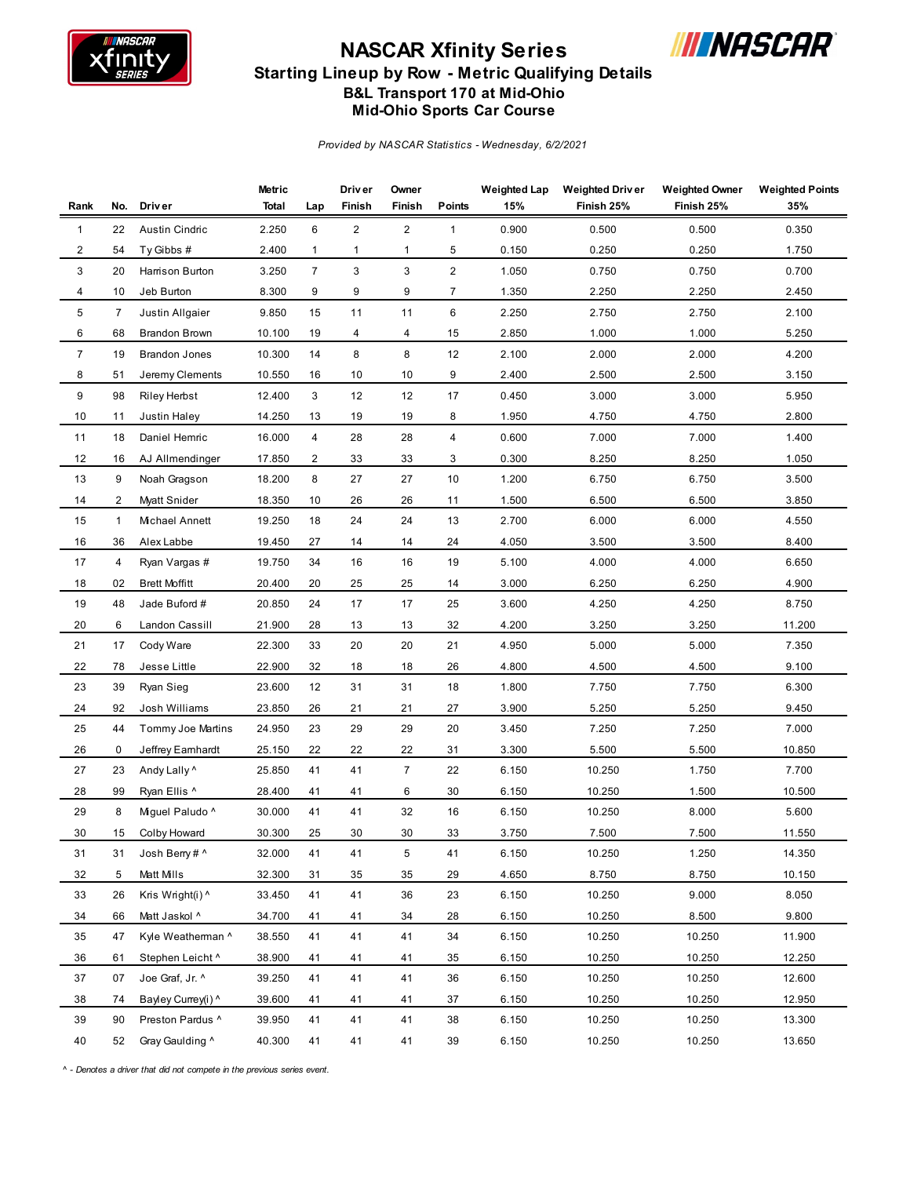# NASCAR Xfinity Series

## Starting Lineup by Row - Metric Qualifying Details

### B&L Transport 170 at Mid-Ohio

### Mid-Ohio Sports Car Course

*Provided by NASCAR Statistics - Wednesday, 6/2/2021*

| Rank | No. | Driver | Metric Total | Lap | Driver Finish | Owner Finish | Points | Weighted Lap 15% | Weighted Driver Finish 25% | Weighted Owner Finish 25% | Weighted Points 35% |
|---|---|---|---|---|---|---|---|---|---|---|---|
| 1 | 22 | Austin Cindric | 2.250 | 6 | 2 | 2 | 1 | 0.900 | 0.500 | 0.500 | 0.350 |
| 2 | 54 | Ty Gibbs # | 2.400 | 1 | 1 | 1 | 5 | 0.150 | 0.250 | 0.250 | 1.750 |
| 3 | 20 | Harrison Burton | 3.250 | 7 | 3 | 3 | 2 | 1.050 | 0.750 | 0.750 | 0.700 |
| 4 | 10 | Jeb Burton | 8.300 | 9 | 9 | 9 | 7 | 1.350 | 2.250 | 2.250 | 2.450 |
| 5 | 7 | Justin Allgaier | 9.850 | 15 | 11 | 11 | 6 | 2.250 | 2.750 | 2.750 | 2.100 |
| 6 | 68 | Brandon Brown | 10.100 | 19 | 4 | 4 | 15 | 2.850 | 1.000 | 1.000 | 5.250 |
| 7 | 19 | Brandon Jones | 10.300 | 14 | 8 | 8 | 12 | 2.100 | 2.000 | 2.000 | 4.200 |
| 8 | 51 | Jeremy Clements | 10.550 | 16 | 10 | 10 | 9 | 2.400 | 2.500 | 2.500 | 3.150 |
| 9 | 98 | Riley Herbst | 12.400 | 3 | 12 | 12 | 17 | 0.450 | 3.000 | 3.000 | 5.950 |
| 10 | 11 | Justin Haley | 14.250 | 13 | 19 | 19 | 8 | 1.950 | 4.750 | 4.750 | 2.800 |
| 11 | 18 | Daniel Hemric | 16.000 | 4 | 28 | 28 | 4 | 0.600 | 7.000 | 7.000 | 1.400 |
| 12 | 16 | AJ Allmendinger | 17.850 | 2 | 33 | 33 | 3 | 0.300 | 8.250 | 8.250 | 1.050 |
| 13 | 9 | Noah Gragson | 18.200 | 8 | 27 | 27 | 10 | 1.200 | 6.750 | 6.750 | 3.500 |
| 14 | 2 | Myatt Snider | 18.350 | 10 | 26 | 26 | 11 | 1.500 | 6.500 | 6.500 | 3.850 |
| 15 | 1 | Michael Annett | 19.250 | 18 | 24 | 24 | 13 | 2.700 | 6.000 | 6.000 | 4.550 |
| 16 | 36 | Alex Labbe | 19.450 | 27 | 14 | 14 | 24 | 4.050 | 3.500 | 3.500 | 8.400 |
| 17 | 4 | Ryan Vargas # | 19.750 | 34 | 16 | 16 | 19 | 5.100 | 4.000 | 4.000 | 6.650 |
| 18 | 02 | Brett Moffitt | 20.400 | 20 | 25 | 25 | 14 | 3.000 | 6.250 | 6.250 | 4.900 |
| 19 | 48 | Jade Buford # | 20.850 | 24 | 17 | 17 | 25 | 3.600 | 4.250 | 4.250 | 8.750 |
| 20 | 6 | Landon Cassill | 21.900 | 28 | 13 | 13 | 32 | 4.200 | 3.250 | 3.250 | 11.200 |
| 21 | 17 | Cody Ware | 22.300 | 33 | 20 | 20 | 21 | 4.950 | 5.000 | 5.000 | 7.350 |
| 22 | 78 | Jesse Little | 22.900 | 32 | 18 | 18 | 26 | 4.800 | 4.500 | 4.500 | 9.100 |
| 23 | 39 | Ryan Sieg | 23.600 | 12 | 31 | 31 | 18 | 1.800 | 7.750 | 7.750 | 6.300 |
| 24 | 92 | Josh Williams | 23.850 | 26 | 21 | 21 | 27 | 3.900 | 5.250 | 5.250 | 9.450 |
| 25 | 44 | Tommy Joe Martins | 24.950 | 23 | 29 | 29 | 20 | 3.450 | 7.250 | 7.250 | 7.000 |
| 26 | 0 | Jeffrey Earnhardt | 25.150 | 22 | 22 | 22 | 31 | 3.300 | 5.500 | 5.500 | 10.850 |
| 27 | 23 | Andy Lally ^ | 25.850 | 41 | 41 | 7 | 22 | 6.150 | 10.250 | 1.750 | 7.700 |
| 28 | 99 | Ryan Ellis ^ | 28.400 | 41 | 41 | 6 | 30 | 6.150 | 10.250 | 1.500 | 10.500 |
| 29 | 8 | Miguel Paludo ^ | 30.000 | 41 | 41 | 32 | 16 | 6.150 | 10.250 | 8.000 | 5.600 |
| 30 | 15 | Colby Howard | 30.300 | 25 | 30 | 30 | 33 | 3.750 | 7.500 | 7.500 | 11.550 |
| 31 | 31 | Josh Berry # ^ | 32.000 | 41 | 41 | 5 | 41 | 6.150 | 10.250 | 1.250 | 14.350 |
| 32 | 5 | Matt Mills | 32.300 | 31 | 35 | 35 | 29 | 4.650 | 8.750 | 8.750 | 10.150 |
| 33 | 26 | Kris Wright(i) ^ | 33.450 | 41 | 41 | 36 | 23 | 6.150 | 10.250 | 9.000 | 8.050 |
| 34 | 66 | Matt Jaskol ^ | 34.700 | 41 | 41 | 34 | 28 | 6.150 | 10.250 | 8.500 | 9.800 |
| 35 | 47 | Kyle Weatherman ^ | 38.550 | 41 | 41 | 41 | 34 | 6.150 | 10.250 | 10.250 | 11.900 |
| 36 | 61 | Stephen Leicht ^ | 38.900 | 41 | 41 | 41 | 35 | 6.150 | 10.250 | 10.250 | 12.250 |
| 37 | 07 | Joe Graf, Jr. ^ | 39.250 | 41 | 41 | 41 | 36 | 6.150 | 10.250 | 10.250 | 12.600 |
| 38 | 74 | Bayley Currey(i) ^ | 39.600 | 41 | 41 | 41 | 37 | 6.150 | 10.250 | 10.250 | 12.950 |
| 39 | 90 | Preston Pardus ^ | 39.950 | 41 | 41 | 41 | 38 | 6.150 | 10.250 | 10.250 | 13.300 |
| 40 | 52 | Gray Gaulding ^ | 40.300 | 41 | 41 | 41 | 39 | 6.150 | 10.250 | 10.250 | 13.650 |

*^ - Denotes a driver that did not compete in the previous series event.*